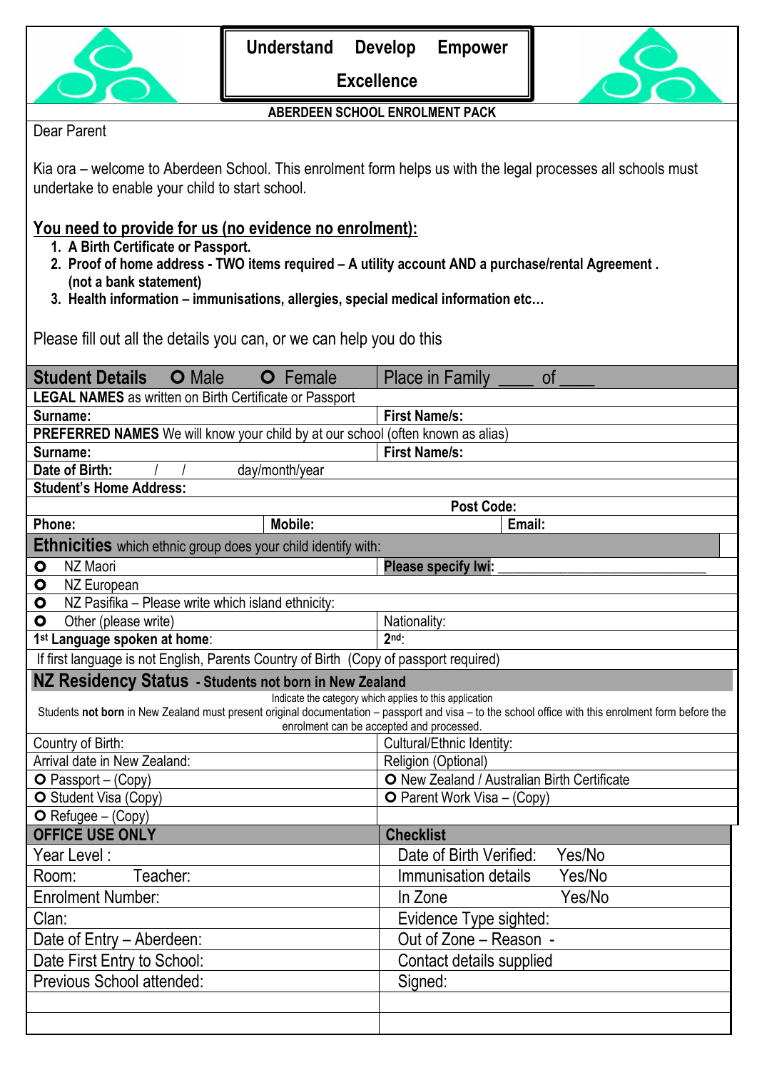**Understand Develop Empower**

**Excellence**

**ABERDEEN SCHOOL ENROLMENT PACK**

Dear Parent

Kia ora – welcome to Aberdeen School. This enrolment form helps us with the legal processes all schools must undertake to enable your child to start school.

**You need to provide for us (no evidence no enrolment):**

1. **A Birth Certificate or Passport.**
2. **Proof of home address - TWO items required – A utility account AND a purchase/rental Agreement . (not a bank statement)**
3. **Health information – immunisations, allergies, special medical information etc…**

Please fill out all the details you can, or we can help you do this

| **Student Details** O Male O Female | Place in Family ____ of ____ |
|---|---|
| **LEGAL NAMES** as written on Birth Certificate or Passport | |
| **Surname:** | **First Name/s:** |
| **PREFERRED NAMES** We will know your child by at our school (often known as alias) | |
| **Surname:** | **First Name/s:** |
| **Date of Birth:** / / day/month/year | |
| **Student's Home Address:** | |
| | **Post Code:** |
| **Phone:** **Mobile:** | **Email:** |

| **Ethnicities** which ethnic group does your child identify with: | |
|---|---|
| O NZ Maori | **Please specify Iwi:** ______________________________ |
| O NZ European | |
| O NZ Pasifika – Please write which island ethnicity: | |
| O Other (please write) | Nationality: |
| **1st Language spoken at home**: | **2nd**: |
| If first language is not English, Parents Country of Birth (Copy of passport required) | |

| **NZ Residency Status - Students not born in New Zealand** | |
|---|---|
| Indicate the category which applies to this application. Students **not born** in New Zealand must present original documentation – passport and visa – to the school office with this enrolment form before the enrolment can be accepted and processed. | |
| Country of Birth: | Cultural/Ethnic Identity: |
| Arrival date in New Zealand: | Religion (Optional) |
| O Passport – (Copy) | O New Zealand / Australian Birth Certificate |
| O Student Visa (Copy) | O Parent Work Visa – (Copy) |
| O Refugee – (Copy) | |

| **OFFICE USE ONLY** | **Checklist** |
|---|---|
| Year Level : | Date of Birth Verified: Yes/No |
| Room: Teacher: | Immunisation details Yes/No |
| Enrolment Number: | In Zone Yes/No |
| Clan: | Evidence Type sighted: |
| Date of Entry – Aberdeen: | Out of Zone – Reason - |
| Date First Entry to School: | Contact details supplied |
| Previous School attended: | Signed: |
| | |
| | |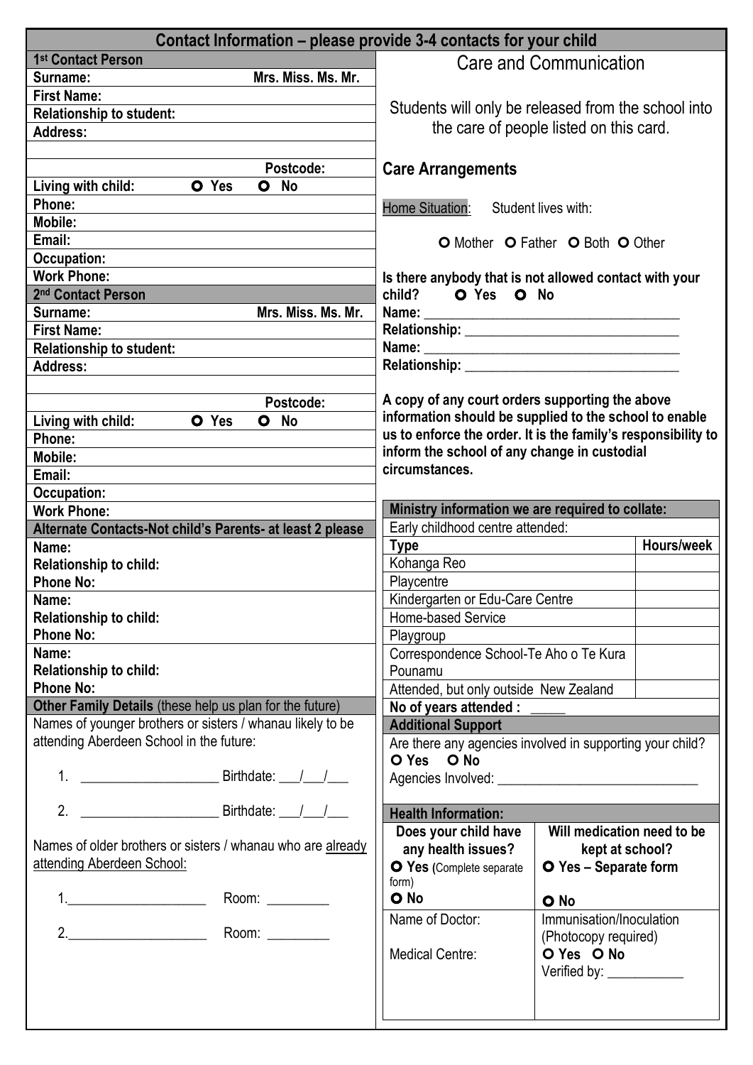## Contact Information – please provide 3-4 contacts for your child

### 1st Contact Person

| | |
|---|---|
| **Surname:** | **Mrs. Miss. Ms. Mr.** |
| **First Name:** | |
| **Relationship to student:** | |
| **Address:** | |
| | |
| | **Postcode:** |
| **Living with child:** | **O Yes O No** |
| **Phone:** | |
| **Mobile:** | |
| **Email:** | |
| **Occupation:** | |
| **Work Phone:** | |

### 2nd Contact Person

| | |
|---|---|
| **Surname:** | **Mrs. Miss. Ms. Mr.** |
| **First Name:** | |
| **Relationship to student:** | |
| **Address:** | |
| | |
| | **Postcode:** |
| **Living with child:** | **O Yes O No** |
| **Phone:** | |
| **Mobile:** | |
| **Email:** | |
| **Occupation:** | |
| **Work Phone:** | |

### Alternate Contacts-Not child's Parents- at least 2 please

**Name:**
**Relationship to child:**
**Phone No:**

**Name:**
**Relationship to child:**
**Phone No:**

**Name:**
**Relationship to child:**
**Phone No:**

### Other Family Details (these help us plan for the future)

Names of younger brothers or sisters / whanau likely to be attending Aberdeen School in the future:

1. ____________________ Birthdate: ___/___/___
2. ____________________ Birthdate: ___/___/___

Names of older brothers or sisters / whanau who are already attending Aberdeen School:

1. ____________________ Room: _________
2. ____________________ Room: _________

## Care and Communication

Students will only be released from the school into the care of people listed on this card.

### Care Arrangements

Home Situation: Student lives with:

O Mother O Father O Both O Other

**Is there anybody that is not allowed contact with your child? O Yes O No**

**Name:** ____________________________________
**Relationship:** ______________________________
**Name:** ____________________________________
**Relationship:** ______________________________

**A copy of any court orders supporting the above information should be supplied to the school to enable us to enforce the order. It is the family's responsibility to inform the school of any change in custodial circumstances.**

### Ministry information we are required to collate:

Early childhood centre attended:

| **Type** | **Hours/week** |
|---|---|
| Kohanga Reo | |
| Playcentre | |
| Kindergarten or Edu-Care Centre | |
| Home-based Service | |
| Playgroup | |
| Correspondence School-Te Aho o Te Kura Pounamu | |
| Attended, but only outside New Zealand | |

**No of years attended :** _____

### Additional Support

Are there any agencies involved in supporting your child?
**O Yes O No**
Agencies Involved: ____________________________

### Health Information:

| **Does your child have any health issues?** | **Will medication need to be kept at school?** |
|---|---|
| **O Yes** (Complete separate form) **O No** | **O Yes – Separate form** **O No** |
| Name of Doctor: Medical Centre: | Immunisation/Inoculation (Photocopy required) **O Yes O No** Verified by: ___________ |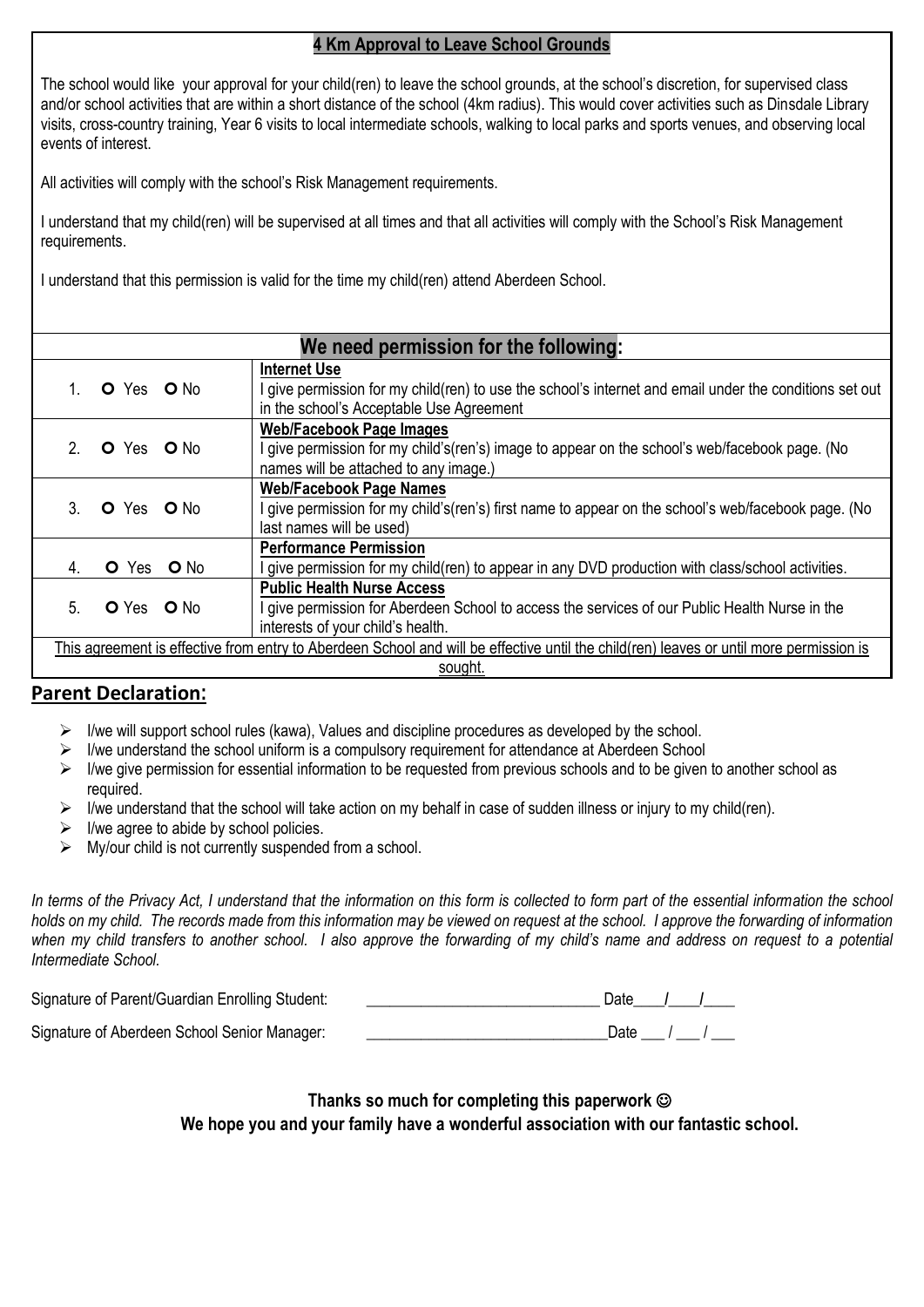## 4 Km Approval to Leave School Grounds

The school would like your approval for your child(ren) to leave the school grounds, at the school's discretion, for supervised class and/or school activities that are within a short distance of the school (4km radius). This would cover activities such as Dinsdale Library visits, cross-country training, Year 6 visits to local intermediate schools, walking to local parks and sports venues, and observing local events of interest.

All activities will comply with the school's Risk Management requirements.

I understand that my child(ren) will be supervised at all times and that all activities will comply with the School's Risk Management requirements.

I understand that this permission is valid for the time my child(ren) attend Aberdeen School.

## We need permission for the following:

| | |
|---|---|
| 1. O Yes O No | **Internet Use**<br>I give permission for my child(ren) to use the school's internet and email under the conditions set out in the school's Acceptable Use Agreement |
| 2. O Yes O No | **Web/Facebook Page Images**<br>I give permission for my child's(ren's) image to appear on the school's web/facebook page. (No names will be attached to any image.) |
| 3. O Yes O No | **Web/Facebook Page Names**<br>I give permission for my child's(ren's) first name to appear on the school's web/facebook page. (No last names will be used) |
| 4. O Yes O No | **Performance Permission**<br>I give permission for my child(ren) to appear in any DVD production with class/school activities. |
| 5. O Yes O No | **Public Health Nurse Access**<br>I give permission for Aberdeen School to access the services of our Public Health Nurse in the interests of your child's health. |

This agreement is effective from entry to Aberdeen School and will be effective until the child(ren) leaves or until more permission is sought.

## Parent Declaration:

- I/we will support school rules (kawa), Values and discipline procedures as developed by the school.
- I/we understand the school uniform is a compulsory requirement for attendance at Aberdeen School
- I/we give permission for essential information to be requested from previous schools and to be given to another school as required.
- I/we understand that the school will take action on my behalf in case of sudden illness or injury to my child(ren).
- I/we agree to abide by school policies.
- My/our child is not currently suspended from a school.

*In terms of the Privacy Act, I understand that the information on this form is collected to form part of the essential information the school holds on my child. The records made from this information may be viewed on request at the school. I approve the forwarding of information when my child transfers to another school. I also approve the forwarding of my child's name and address on request to a potential Intermediate School.*

Signature of Parent/Guardian Enrolling Student: ______________________________ Date____/____/____

Signature of Aberdeen School Senior Manager: ______________________________Date ___ / ___ / ___

**Thanks so much for completing this paperwork ☺**

**We hope you and your family have a wonderful association with our fantastic school.**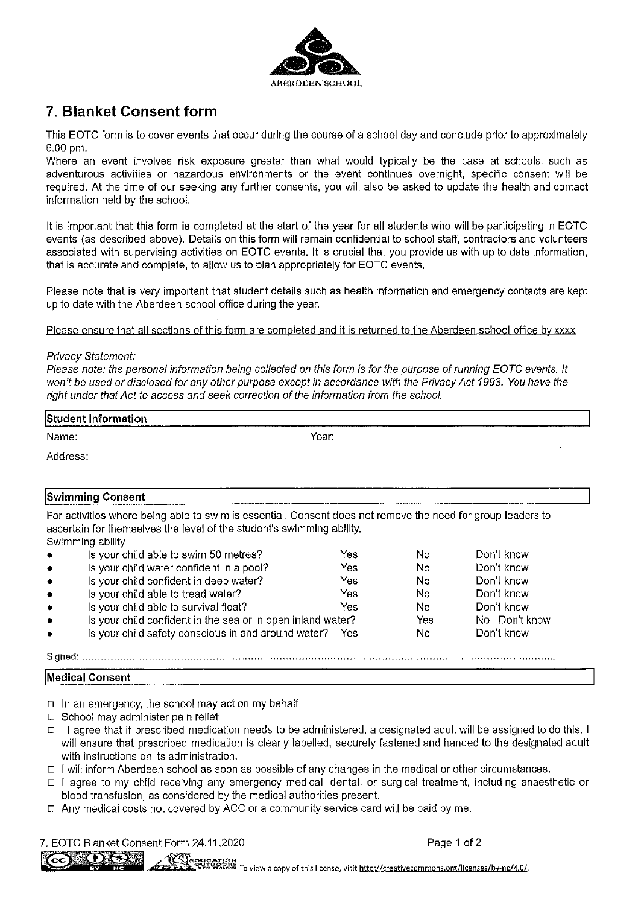ABERDEEN SCHOOL

## 7. Blanket Consent form

This EOTC form is to cover events that occur during the course of a school day and conclude prior to approximately 6.00 pm.

Where an event involves risk exposure greater than what would typically be the case at schools, such as adventurous activities or hazardous environments or the event continues overnight, specific consent will be required. At the time of our seeking any further consents, you will also be asked to update the health and contact information held by the school.

It is important that this form is completed at the start of the year for all students who will be participating in EOTC events (as described above). Details on this form will remain confidential to school staff, contractors and volunteers associated with supervising activities on EOTC events. It is crucial that you provide us with up to date information, that is accurate and complete, to allow us to plan appropriately for EOTC events.

Please note that is very important that student details such as health information and emergency contacts are kept up to date with the Aberdeen school office during the year.

Please ensure that all sections of this form are completed and it is returned to the Aberdeen school office by xxxx

*Privacy Statement:*

*Please note: the personal information being collected on this form is for the purpose of running EOTC events. It won't be used or disclosed for any other purpose except in accordance with the Privacy Act 1993. You have the right under that Act to access and seek correction of the information from the school.*

### Student Information

Name: Year:

Address:

### Swimming Consent

For activities where being able to swim is essential. Consent does not remove the need for group leaders to ascertain for themselves the level of the student's swimming ability.

Swimming ability

| | | | |
|---|---|---|---|
| • Is your child able to swim 50 metres? | Yes | No | Don't know |
| • Is your child water confident in a pool? | Yes | No | Don't know |
| • Is your child confident in deep water? | Yes | No | Don't know |
| • Is your child able to tread water? | Yes | No | Don't know |
| • Is your child able to survival float? | Yes | No | Don't know |
| • Is your child confident in the sea or in open inland water? | Yes | No | Don't know |
| • Is your child safety conscious in and around water? | Yes | No | Don't know |

Signed: ................................................................................................................................................

### Medical Consent

- ☐ In an emergency, the school may act on my behalf
- ☐ School may administer pain relief
- ☐ I agree that if prescribed medication needs to be administered, a designated adult will be assigned to do this. I will ensure that prescribed medication is clearly labelled, securely fastened and handed to the designated adult with instructions on its administration.
- ☐ I will inform Aberdeen school as soon as possible of any changes in the medical or other circumstances.
- ☐ I agree to my child receiving any emergency medical, dental, or surgical treatment, including anaesthetic or blood transfusion, as considered by the medical authorities present.
- ☐ Any medical costs not covered by ACC or a community service card will be paid by me.

7. EOTC Blanket Consent Form 24.11.2020

To view a copy of this license, visit http://creativecommons.org/licenses/by-nc/4.0/.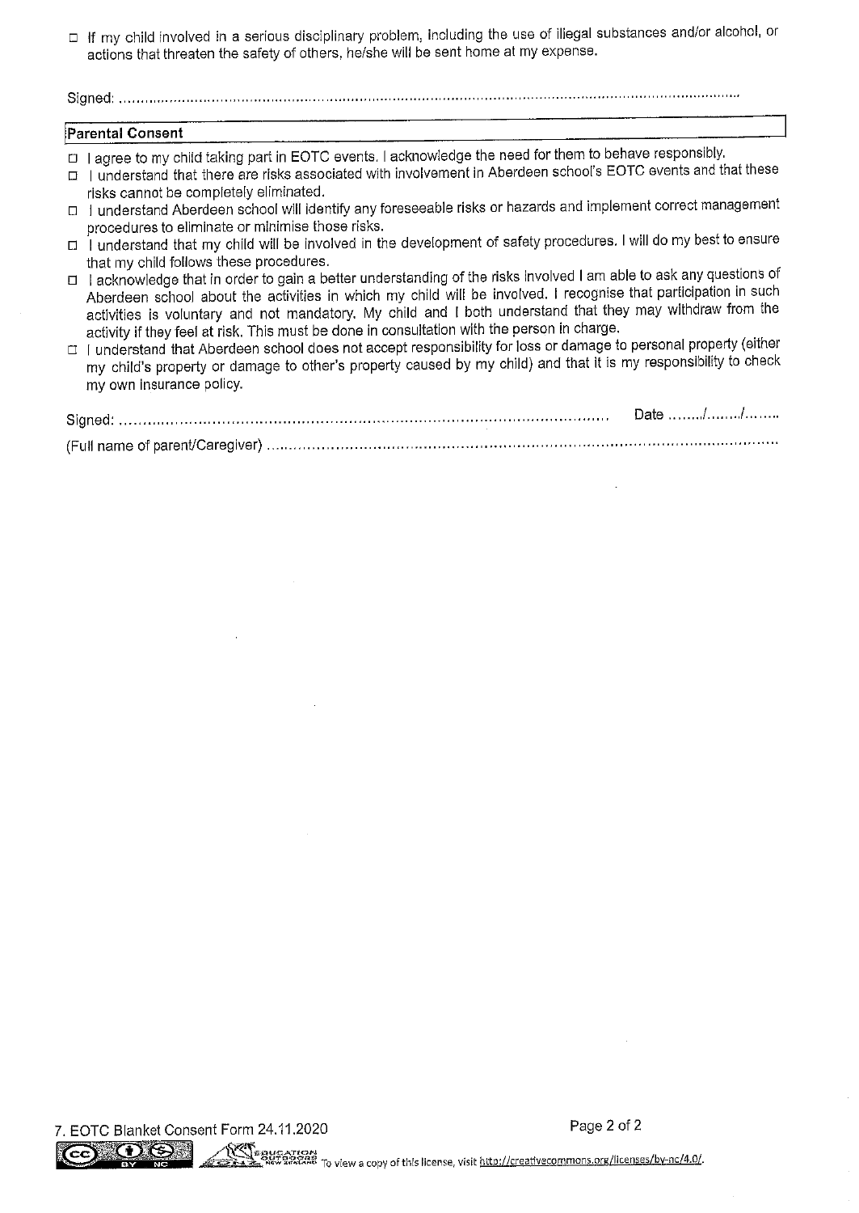- ☐ If my child involved in a serious disciplinary problem, including the use of illegal substances and/or alcohol, or actions that threaten the safety of others, he/she will be sent home at my expense.

Signed: ..............................................................................................................................................

## Parental Consent

- ☐ I agree to my child taking part in EOTC events. I acknowledge the need for them to behave responsibly.
- ☐ I understand that there are risks associated with involvement in Aberdeen school's EOTC events and that these risks cannot be completely eliminated.
- ☐ I understand Aberdeen school will identify any foreseeable risks or hazards and implement correct management procedures to eliminate or minimise those risks.
- ☐ I understand that my child will be involved in the development of safety procedures. I will do my best to ensure that my child follows these procedures.
- ☐ I acknowledge that in order to gain a better understanding of the risks involved I am able to ask any questions of Aberdeen school about the activities in which my child will be involved. I recognise that participation in such activities is voluntary and not mandatory. My child and I both understand that they may withdraw from the activity if they feel at risk. This must be done in consultation with the person in charge.
- ☐ I understand that Aberdeen school does not accept responsibility for loss or damage to personal property (either my child's property or damage to other's property caused by my child) and that it is my responsibility to check my own insurance policy.

Signed: ............................................................................................................ Date ......../......../........

(Full name of parent/Caregiver) ..............................................................................................................

7. EOTC Blanket Consent Form 24.11.2020

To view a copy of this license, visit http://creativecommons.org/licenses/by-nc/4.0/.